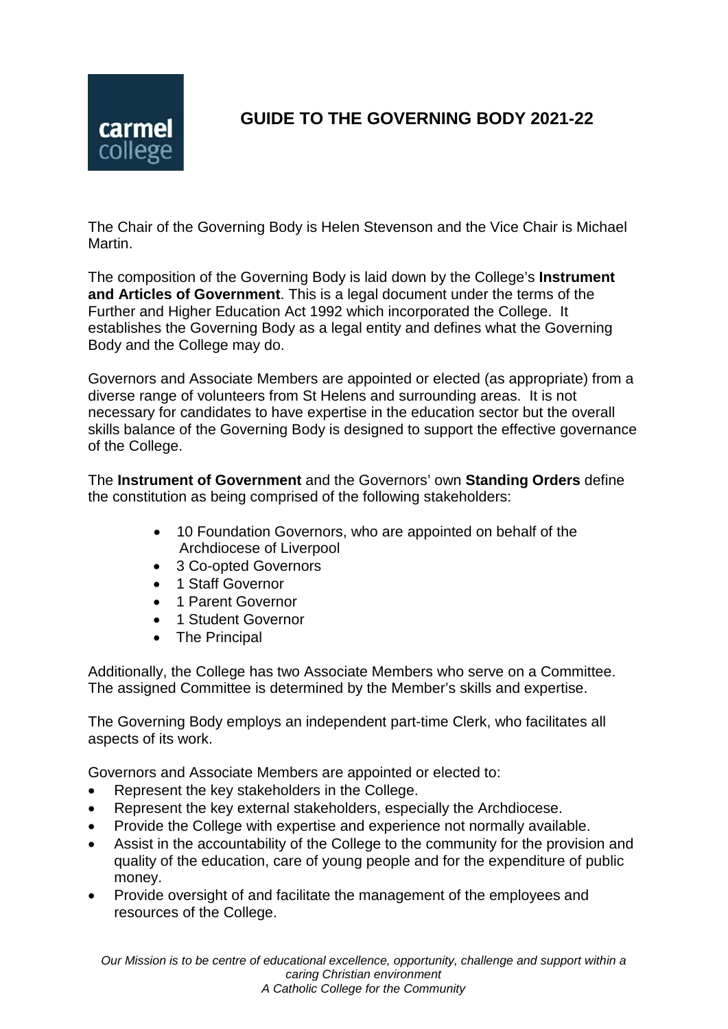# GUIDE TO THE GOVERNING BODY 2021-22

The Chair of the Governing Body is Helen Stevenson and the Vice Chair is Michael Martin.

The composition of the Governing Body is laid down by the College's **Instrument and Articles of Government**. This is a legal document under the terms of the Further and Higher Education Act 1992 which incorporated the College. It establishes the Governing Body as a legal entity and defines what the Governing Body and the College may do.

Governors and Associate Members are appointed or elected (as appropriate) from a diverse range of volunteers from St Helens and surrounding areas. It is not necessary for candidates to have expertise in the education sector but the overall skills balance of the Governing Body is designed to support the effective governance of the College.

The **Instrument of Government** and the Governors' own **Standing Orders** define the constitution as being comprised of the following stakeholders:

- 10 Foundation Governors, who are appointed on behalf of the Archdiocese of Liverpool
- 3 Co-opted Governors
- 1 Staff Governor
- 1 Parent Governor
- 1 Student Governor
- The Principal

Additionally, the College has two Associate Members who serve on a Committee. The assigned Committee is determined by the Member's skills and expertise.

The Governing Body employs an independent part-time Clerk, who facilitates all aspects of its work.

Governors and Associate Members are appointed or elected to:

- Represent the key stakeholders in the College.
- Represent the key external stakeholders, especially the Archdiocese.
- Provide the College with expertise and experience not normally available.
- Assist in the accountability of the College to the community for the provision and quality of the education, care of young people and for the expenditure of public money.
- Provide oversight of and facilitate the management of the employees and resources of the College.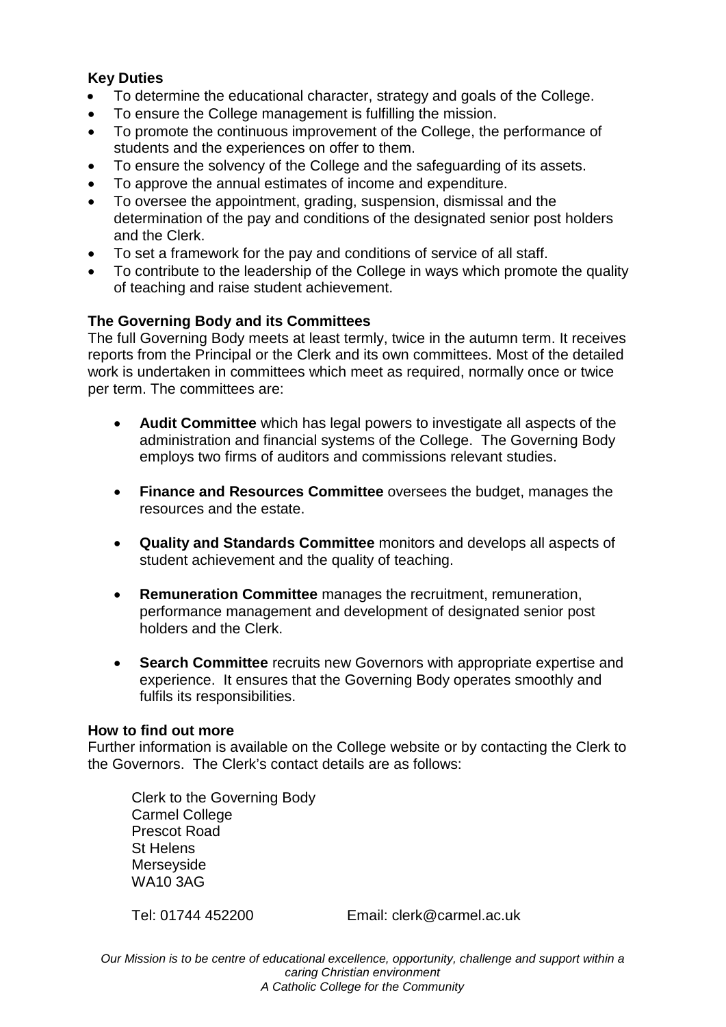**Key Duties**

- To determine the educational character, strategy and goals of the College.
- To ensure the College management is fulfilling the mission.
- To promote the continuous improvement of the College, the performance of students and the experiences on offer to them.
- To ensure the solvency of the College and the safeguarding of its assets.
- To approve the annual estimates of income and expenditure.
- To oversee the appointment, grading, suspension, dismissal and the determination of the pay and conditions of the designated senior post holders and the Clerk.
- To set a framework for the pay and conditions of service of all staff.
- To contribute to the leadership of the College in ways which promote the quality of teaching and raise student achievement.

**The Governing Body and its Committees**

The full Governing Body meets at least termly, twice in the autumn term. It receives reports from the Principal or the Clerk and its own committees. Most of the detailed work is undertaken in committees which meet as required, normally once or twice per term. The committees are:

- **Audit Committee** which has legal powers to investigate all aspects of the administration and financial systems of the College. The Governing Body employs two firms of auditors and commissions relevant studies.

- **Finance and Resources Committee** oversees the budget, manages the resources and the estate.

- **Quality and Standards Committee** monitors and develops all aspects of student achievement and the quality of teaching.

- **Remuneration Committee** manages the recruitment, remuneration, performance management and development of designated senior post holders and the Clerk.

- **Search Committee** recruits new Governors with appropriate expertise and experience. It ensures that the Governing Body operates smoothly and fulfils its responsibilities.

**How to find out more**

Further information is available on the College website or by contacting the Clerk to the Governors. The Clerk's contact details are as follows:

Clerk to the Governing Body
Carmel College
Prescot Road
St Helens
Merseyside
WA10 3AG

Tel: 01744 452200 Email: clerk@carmel.ac.uk

*Our Mission is to be centre of educational excellence, opportunity, challenge and support within a caring Christian environment*
*A Catholic College for the Community*